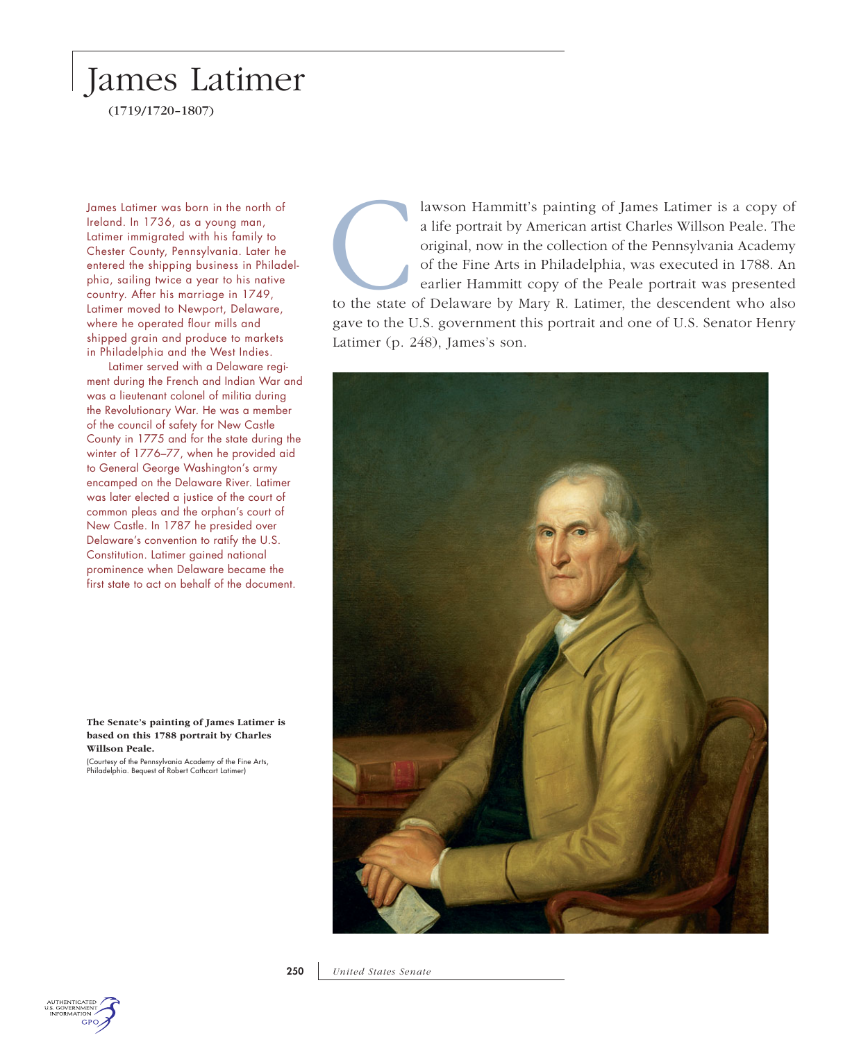# James Latimer

(1719/1720–1807)

James Latimer was born in the north of Ireland. In 1736, as a young man, Latimer immigrated with his family to Chester County, Pennsylvania. Later he entered the shipping business in Philadelphia, sailing twice a year to his native country. After his marriage in 1749, Latimer moved to Newport, Delaware, where he operated flour mills and shipped grain and produce to markets in Philadelphia and the West Indies.

Latimer served with a Delaware regiment during the French and Indian War and was a lieutenant colonel of militia during the Revolutionary War. He was a member of the council of safety for New Castle County in 1775 and for the state during the winter of 1776–77, when he provided aid to General George Washington's army encamped on the Delaware River. Latimer was later elected a justice of the court of common pleas and the orphan's court of New Castle. In 1787 he presided over Delaware's convention to ratify the U.S. Constitution. Latimer gained national prominence when Delaware became the first state to act on behalf of the document.

Clawson Hammitt's painting of James Latimer is a copy of a life portrait by American artist Charles Willson Peale. The original, now in the collection of the Pennsylvania Academy of the Fine Arts in Philadelphia, was executed in 1788. An earlier Hammitt copy of the Peale portrait was presented to the state of Delaware by Mary R. Latimer, the descendent who also gave to the U.S. government this portrait and one of U.S. Senator Henry Latimer (p. 248), James's son.

**The Senate's painting of James Latimer is based on this 1788 portrait by Charles Willson Peale.**

(Courtesy of the Pennsylvania Academy of the Fine Arts, Philadelphia. Bequest of Robert Cathcart Latimer)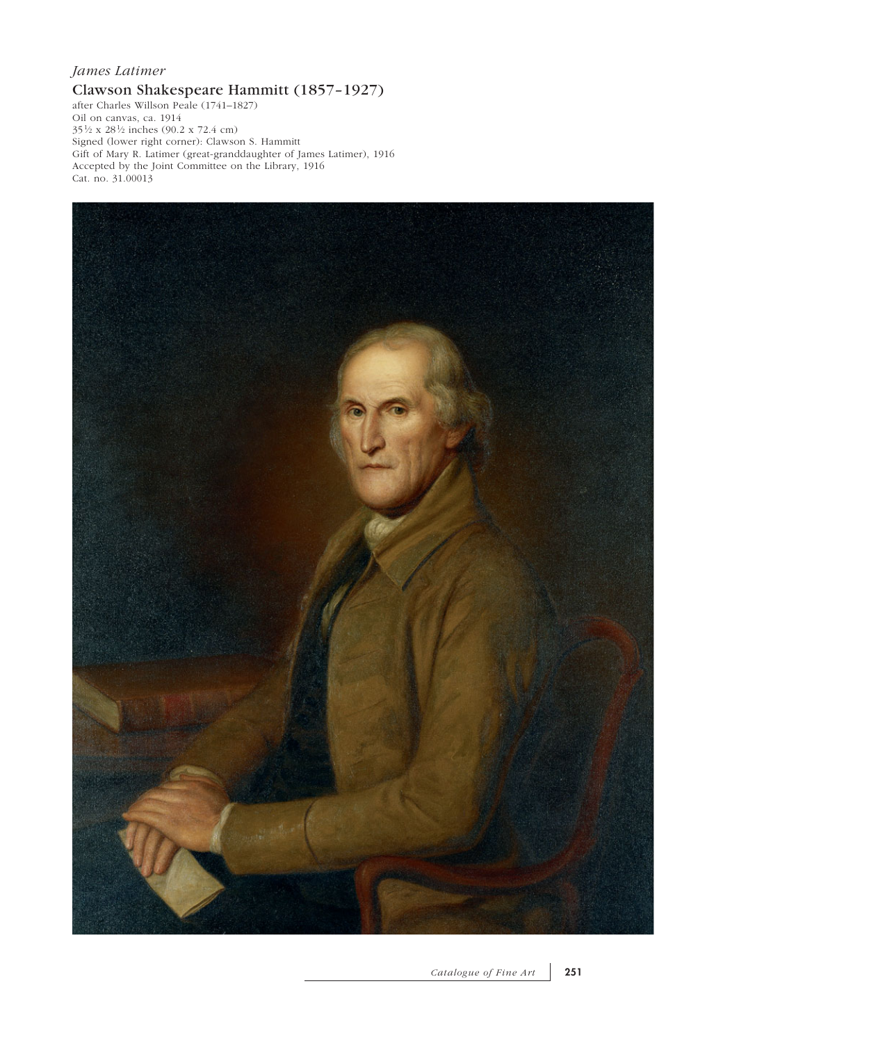*James Latimer*

## Clawson Shakespeare Hammitt (1857–1927)

after Charles Willson Peale (1741–1827)
Oil on canvas, ca. 1914
35½ x 28½ inches (90.2 x 72.4 cm)
Signed (lower right corner): Clawson S. Hammitt
Gift of Mary R. Latimer (great-granddaughter of James Latimer), 1916
Accepted by the Joint Committee on the Library, 1916
Cat. no. 31.00013